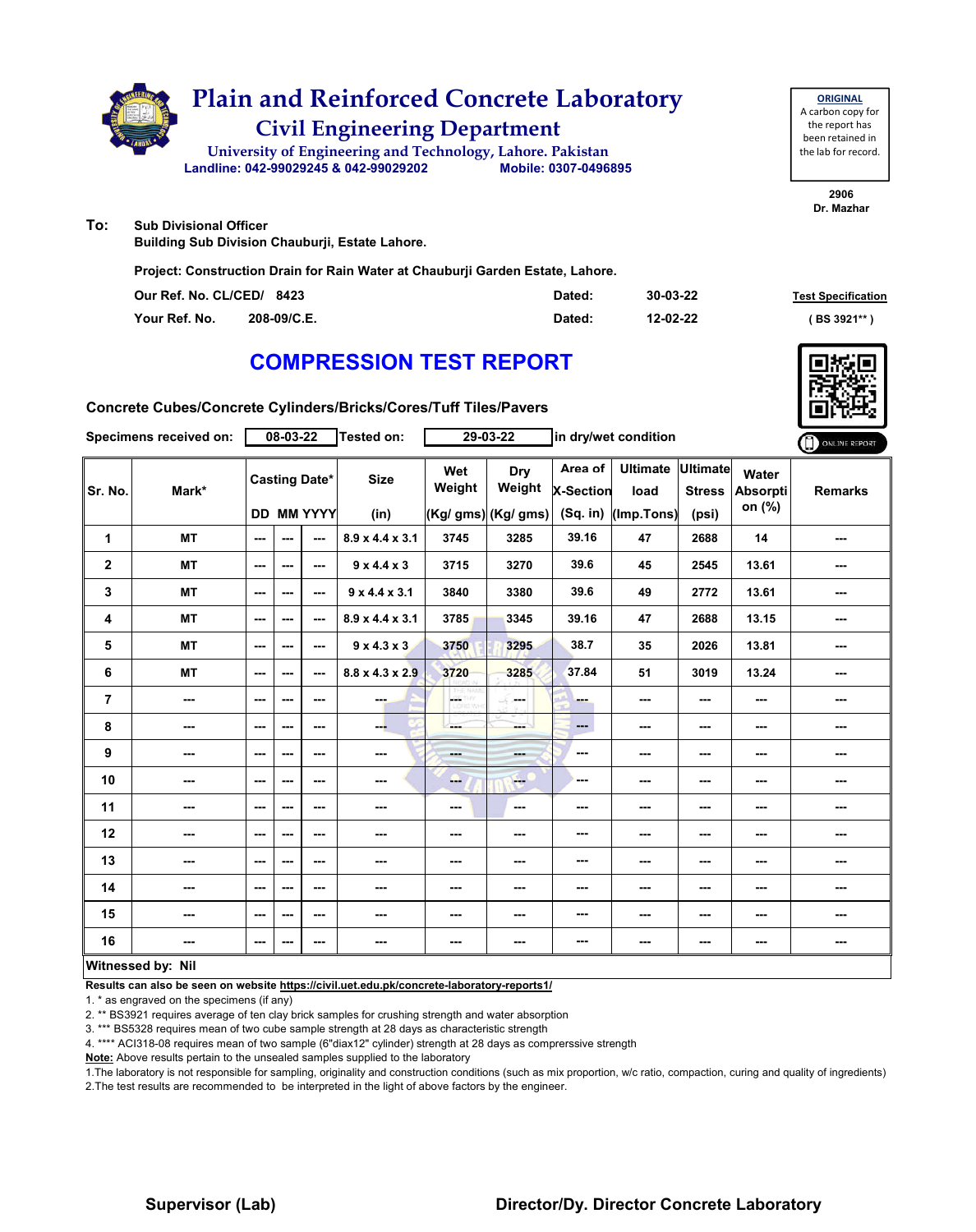# Plain and Reinforced Concrete Laboratory

## Civil Engineering Department

University of Engineering and Technology, Lahore. Pakistan

Landline: 042-99029245 & 042-99029202    Mobile: 0307-0496895

**ORIGINAL**
A carbon copy for the report has been retained in the lab for record.

2906
Dr. Mazhar

**To:** Sub Divisional Officer
Building Sub Division Chauburji, Estate Lahore.

**Project: Construction Drain for Rain Water at Chauburji Garden Estate, Lahore.**

| | | | |
|---|---|---|---|
| Our Ref. No. CL/CED/ 8423 | | Dated: | 30-03-22 |
| Your Ref. No. | 208-09/C.E. | Dated: | 12-02-22 |

Test Specification
( BS 3921** )

# COMPRESSION TEST REPORT

**Concrete Cubes/Concrete Cylinders/Bricks/Cores/Tuff Tiles/Pavers**

**Specimens received on:** 08-03-22  **Tested on:** 29-03-22  in dry/wet condition

| Sr. No. | Mark* | Casting Date* DD | MM | YYYY | Size (in) | Wet Weight (Kg/ gms) | Dry Weight (Kg/ gms) | Area of X-Section (Sq. in) | Ultimate load (Imp.Tons) | Ultimate Stress (psi) | Water Absorption (%) | Remarks |
|---|---|---|---|---|---|---|---|---|---|---|---|---|
| 1 | MT | --- | --- | --- | 8.9 x 4.4 x 3.1 | 3745 | 3285 | 39.16 | 47 | 2688 | 14 | --- |
| 2 | MT | --- | --- | --- | 9 x 4.4 x 3 | 3715 | 3270 | 39.6 | 45 | 2545 | 13.61 | --- |
| 3 | MT | --- | --- | --- | 9 x 4.4 x 3.1 | 3840 | 3380 | 39.6 | 49 | 2772 | 13.61 | --- |
| 4 | MT | --- | --- | --- | 8.9 x 4.4 x 3.1 | 3785 | 3345 | 39.16 | 47 | 2688 | 13.15 | --- |
| 5 | MT | --- | --- | --- | 9 x 4.3 x 3 | 3750 | 3295 | 38.7 | 35 | 2026 | 13.81 | --- |
| 6 | MT | --- | --- | --- | 8.8 x 4.3 x 2.9 | 3720 | 3285 | 37.84 | 51 | 3019 | 13.24 | --- |
| 7 | --- | --- | --- | --- | --- | --- | --- | --- | --- | --- | --- | --- |
| 8 | --- | --- | --- | --- | --- | --- | --- | --- | --- | --- | --- | --- |
| 9 | --- | --- | --- | --- | --- | --- | --- | --- | --- | --- | --- | --- |
| 10 | --- | --- | --- | --- | --- | --- | --- | --- | --- | --- | --- | --- |
| 11 | --- | --- | --- | --- | --- | --- | --- | --- | --- | --- | --- | --- |
| 12 | --- | --- | --- | --- | --- | --- | --- | --- | --- | --- | --- | --- |
| 13 | --- | --- | --- | --- | --- | --- | --- | --- | --- | --- | --- | --- |
| 14 | --- | --- | --- | --- | --- | --- | --- | --- | --- | --- | --- | --- |
| 15 | --- | --- | --- | --- | --- | --- | --- | --- | --- | --- | --- | --- |
| 16 | --- | --- | --- | --- | --- | --- | --- | --- | --- | --- | --- | --- |

**Witnessed by: Nil**

**Results can also be seen on website https://civil.uet.edu.pk/concrete-laboratory-reports1/**

1. * as engraved on the specimens (if any)
2. ** BS3921 requires average of ten clay brick samples for crushing strength and water absorption
3. *** BS5328 requires mean of two cube sample strength at 28 days as characteristic strength
4. **** ACI318-08 requires mean of two sample (6"diax12" cylinder) strength at 28 days as comprerssive strength

**Note:** Above results pertain to the unsealed samples supplied to the laboratory

1.The laboratory is not responsible for sampling, originality and construction conditions (such as mix proportion, w/c ratio, compaction, curing and quality of ingredients)
2.The test results are recommended to be interpreted in the light of above factors by the engineer.

**Supervisor (Lab)**    **Director/Dy. Director Concrete Laboratory**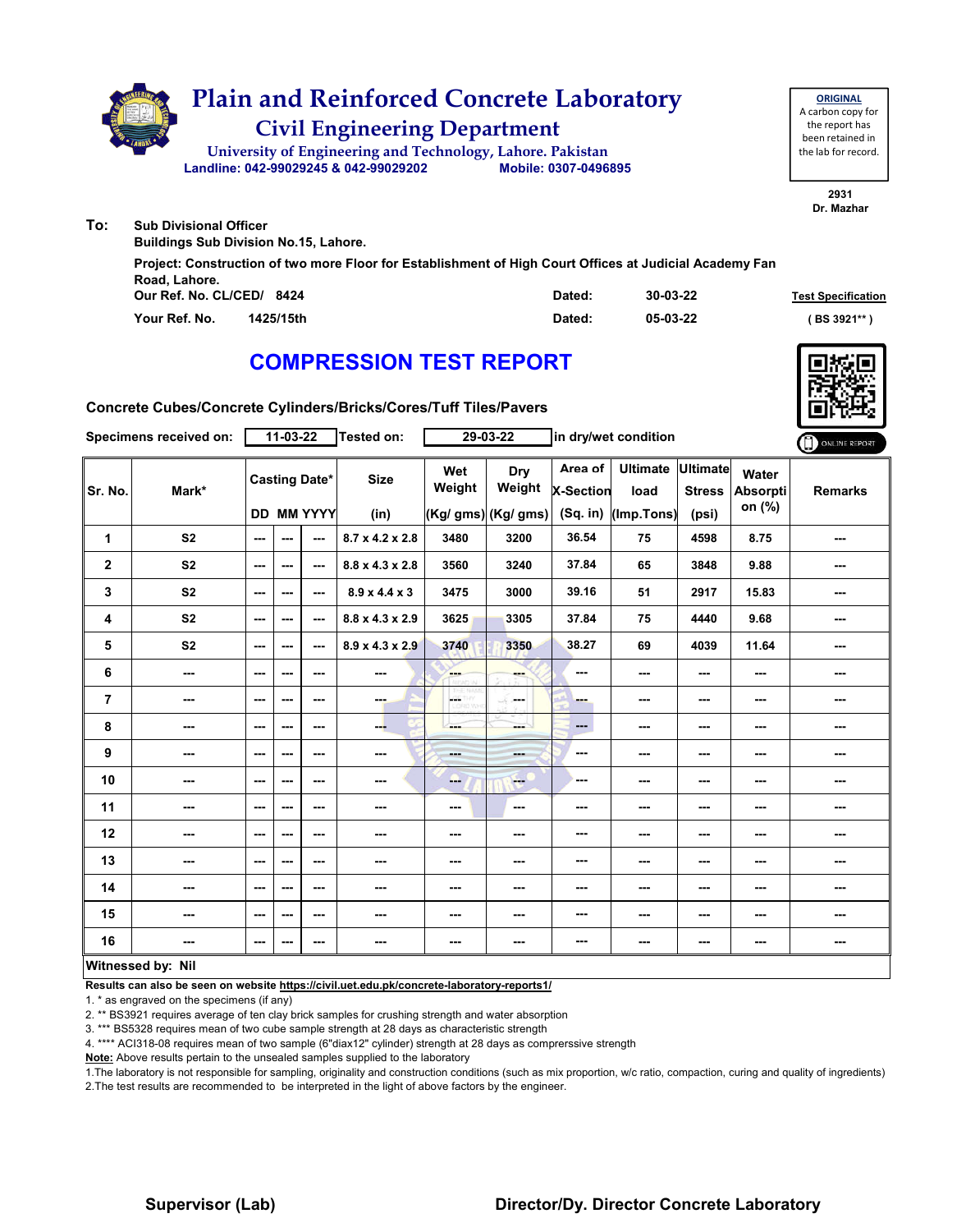# Plain and Reinforced Concrete Laboratory

## Civil Engineering Department

University of Engineering and Technology, Lahore. Pakistan

Landline: 042-99029245 & 042-99029202 Mobile: 0307-0496895

**ORIGINAL**
A carbon copy for the report has been retained in the lab for record.

2931
Dr. Mazhar

**To:** Sub Divisional Officer
Buildings Sub Division No.15, Lahore.

Project: Construction of two more Floor for Establishment of High Court Offices at Judicial Academy Fan Road, Lahore.

Our Ref. No. CL/CED/ 8424 Dated: 30-03-22

Your Ref. No. 1425/15th Dated: 05-03-22

Test Specification ( BS 3921** )

## COMPRESSION TEST REPORT

Concrete Cubes/Concrete Cylinders/Bricks/Cores/Tuff Tiles/Pavers

Specimens received on: 11-03-22 Tested on: 29-03-22 in dry/wet condition

ONLINE REPORT

| Sr. No. | Mark* | Casting Date* | | | Size | Wet Weight | Dry Weight | Area of X-Section | Ultimate load | Ultimate Stress | Water Absorption (%) | Remarks |
|---|---|---|---|---|---|---|---|---|---|---|---|---|
| | | DD | MM | YYYY | (in) | (Kg/ gms) | (Kg/ gms) | (Sq. in) | (Imp.Tons) | (psi) | | |
| 1 | S2 | --- | --- | --- | 8.7 x 4.2 x 2.8 | 3480 | 3200 | 36.54 | 75 | 4598 | 8.75 | --- |
| 2 | S2 | --- | --- | --- | 8.8 x 4.3 x 2.8 | 3560 | 3240 | 37.84 | 65 | 3848 | 9.88 | --- |
| 3 | S2 | --- | --- | --- | 8.9 x 4.4 x 3 | 3475 | 3000 | 39.16 | 51 | 2917 | 15.83 | --- |
| 4 | S2 | --- | --- | --- | 8.8 x 4.3 x 2.9 | 3625 | 3305 | 37.84 | 75 | 4440 | 9.68 | --- |
| 5 | S2 | --- | --- | --- | 8.9 x 4.3 x 2.9 | 3740 | 3350 | 38.27 | 69 | 4039 | 11.64 | --- |
| 6 | --- | --- | --- | --- | --- | --- | --- | --- | --- | --- | --- | --- |
| 7 | --- | --- | --- | --- | --- | --- | --- | --- | --- | --- | --- | --- |
| 8 | --- | --- | --- | --- | --- | --- | --- | --- | --- | --- | --- | --- |
| 9 | --- | --- | --- | --- | --- | --- | --- | --- | --- | --- | --- | --- |
| 10 | --- | --- | --- | --- | --- | --- | --- | --- | --- | --- | --- | --- |
| 11 | --- | --- | --- | --- | --- | --- | --- | --- | --- | --- | --- | --- |
| 12 | --- | --- | --- | --- | --- | --- | --- | --- | --- | --- | --- | --- |
| 13 | --- | --- | --- | --- | --- | --- | --- | --- | --- | --- | --- | --- |
| 14 | --- | --- | --- | --- | --- | --- | --- | --- | --- | --- | --- | --- |
| 15 | --- | --- | --- | --- | --- | --- | --- | --- | --- | --- | --- | --- |
| 16 | --- | --- | --- | --- | --- | --- | --- | --- | --- | --- | --- | --- |

**Witnessed by: Nil**

**Results can also be seen on website https://civil.uet.edu.pk/concrete-laboratory-reports1/**

1. * as engraved on the specimens (if any)
2. ** BS3921 requires average of ten clay brick samples for crushing strength and water absorption
3. *** BS5328 requires mean of two cube sample strength at 28 days as characteristic strength
4. **** ACI318-08 requires mean of two sample (6"diax12" cylinder) strength at 28 days as comprerssive strength

**Note:** Above results pertain to the unsealed samples supplied to the laboratory

1.The laboratory is not responsible for sampling, originality and construction conditions (such as mix proportion, w/c ratio, compaction, curing and quality of ingredients)
2.The test results are recommended to be interpreted in the light of above factors by the engineer.

**Supervisor (Lab)** **Director/Dy. Director Concrete Laboratory**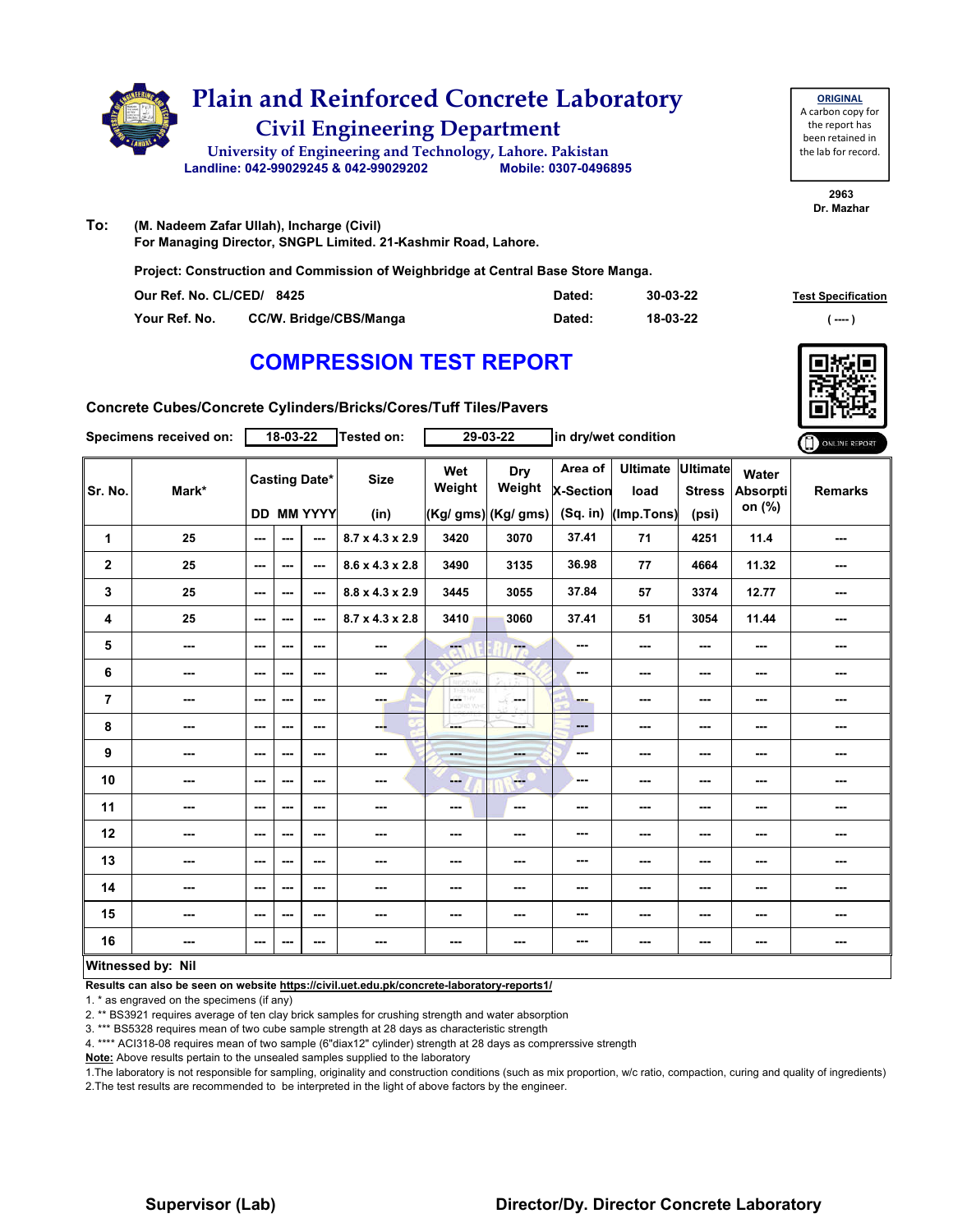# Plain and Reinforced Concrete Laboratory

## Civil Engineering Department

University of Engineering and Technology, Lahore. Pakistan

Landline: 042-99029245 & 042-99029202 Mobile: 0307-0496895

**ORIGINAL**
A carbon copy for the report has been retained in the lab for record.

2963
Dr. Mazhar

**To:** (M. Nadeem Zafar Ullah), Incharge (Civil)
For Managing Director, SNGPL Limited. 21-Kashmir Road, Lahore.

**Project: Construction and Commission of Weighbridge at Central Base Store Manga.**

| | | | |
|---|---|---|---|
| Our Ref. No. CL/CED/ 8425 | | Dated: | 30-03-22 |
| Your Ref. No. | CC/W. Bridge/CBS/Manga | Dated: | 18-03-22 |

Test Specification
( ---- )

# COMPRESSION TEST REPORT

**Concrete Cubes/Concrete Cylinders/Bricks/Cores/Tuff Tiles/Pavers**

**Specimens received on:** 18-03-22 **Tested on:** 29-03-22 **in dry/wet condition**

| Sr. No. | Mark* | Casting Date* DD | MM | YYYY | Size (in) | Wet Weight (Kg/ gms) | Dry Weight (Kg/ gms) | Area of X-Section (Sq. in) | Ultimate load (Imp.Tons) | Ultimate Stress (psi) | Water Absorption (%) | Remarks |
|---|---|---|---|---|---|---|---|---|---|---|---|---|
| 1 | 25 | --- | --- | --- | 8.7 x 4.3 x 2.9 | 3420 | 3070 | 37.41 | 71 | 4251 | 11.4 | --- |
| 2 | 25 | --- | --- | --- | 8.6 x 4.3 x 2.8 | 3490 | 3135 | 36.98 | 77 | 4664 | 11.32 | --- |
| 3 | 25 | --- | --- | --- | 8.8 x 4.3 x 2.9 | 3445 | 3055 | 37.84 | 57 | 3374 | 12.77 | --- |
| 4 | 25 | --- | --- | --- | 8.7 x 4.3 x 2.8 | 3410 | 3060 | 37.41 | 51 | 3054 | 11.44 | --- |
| 5 | --- | --- | --- | --- | --- | --- | --- | --- | --- | --- | --- | --- |
| 6 | --- | --- | --- | --- | --- | --- | --- | --- | --- | --- | --- | --- |
| 7 | --- | --- | --- | --- | --- | --- | --- | --- | --- | --- | --- | --- |
| 8 | --- | --- | --- | --- | --- | --- | --- | --- | --- | --- | --- | --- |
| 9 | --- | --- | --- | --- | --- | --- | --- | --- | --- | --- | --- | --- |
| 10 | --- | --- | --- | --- | --- | --- | --- | --- | --- | --- | --- | --- |
| 11 | --- | --- | --- | --- | --- | --- | --- | --- | --- | --- | --- | --- |
| 12 | --- | --- | --- | --- | --- | --- | --- | --- | --- | --- | --- | --- |
| 13 | --- | --- | --- | --- | --- | --- | --- | --- | --- | --- | --- | --- |
| 14 | --- | --- | --- | --- | --- | --- | --- | --- | --- | --- | --- | --- |
| 15 | --- | --- | --- | --- | --- | --- | --- | --- | --- | --- | --- | --- |
| 16 | --- | --- | --- | --- | --- | --- | --- | --- | --- | --- | --- | --- |

**Witnessed by: Nil**

**Results can also be seen on website https://civil.uet.edu.pk/concrete-laboratory-reports1/**

1. * as engraved on the specimens (if any)
2. ** BS3921 requires average of ten clay brick samples for crushing strength and water absorption
3. *** BS5328 requires mean of two cube sample strength at 28 days as characteristic strength
4. **** ACI318-08 requires mean of two sample (6"diax12" cylinder) strength at 28 days as comprerssive strength

**Note:** Above results pertain to the unsealed samples supplied to the laboratory

1.The laboratory is not responsible for sampling, originality and construction conditions (such as mix proportion, w/c ratio, compaction, curing and quality of ingredients)
2.The test results are recommended to be interpreted in the light of above factors by the engineer.

**Supervisor (Lab)** **Director/Dy. Director Concrete Laboratory**